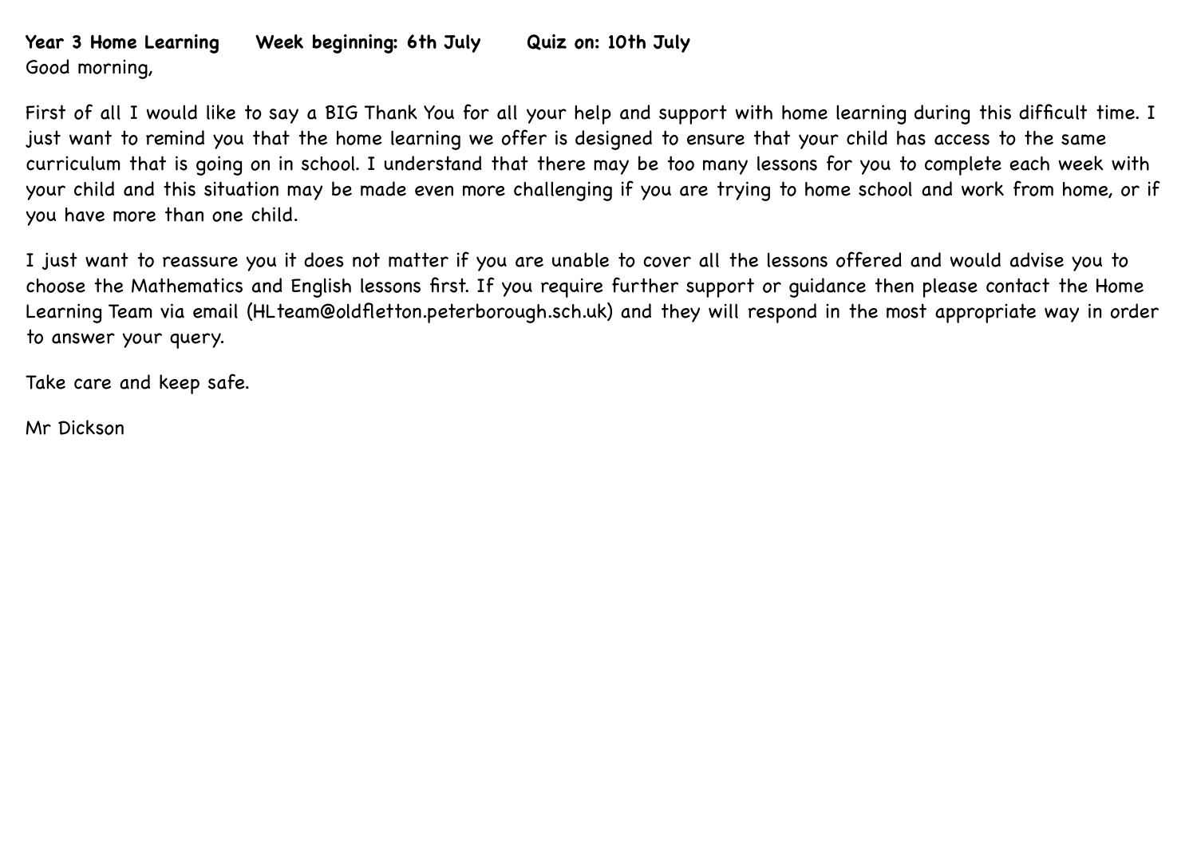**Year 3 Home Learning    Week beginning: 6th July    Quiz on: 10th July**

Good morning,

First of all I would like to say a BIG Thank You for all your help and support with home learning during this difficult time. I just want to remind you that the home learning we offer is designed to ensure that your child has access to the same curriculum that is going on in school. I understand that there may be too many lessons for you to complete each week with your child and this situation may be made even more challenging if you are trying to home school and work from home, or if you have more than one child.

I just want to reassure you it does not matter if you are unable to cover all the lessons offered and would advise you to choose the Mathematics and English lessons first. If you require further support or guidance then please contact the Home Learning Team via email (HLteam@oldfletton.peterborough.sch.uk) and they will respond in the most appropriate way in order to answer your query.

Take care and keep safe.

Mr Dickson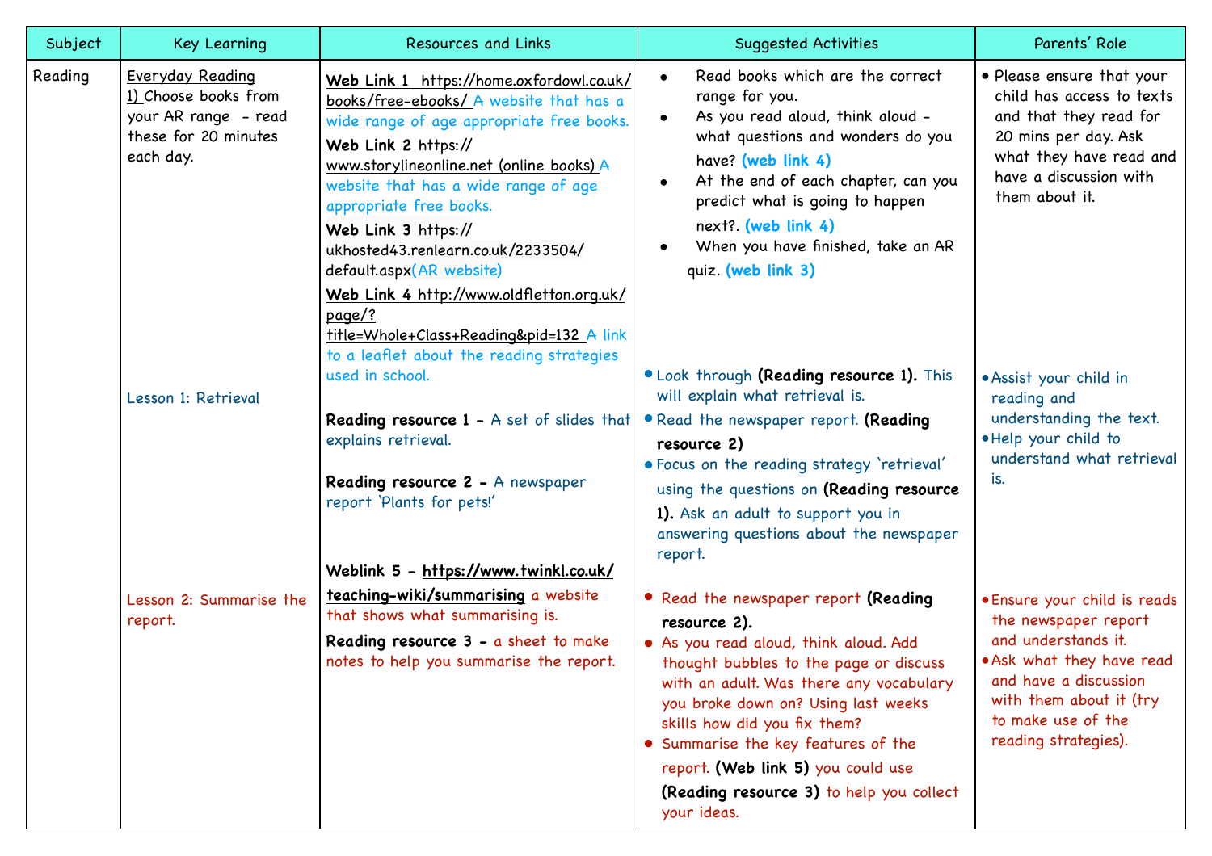| Subject | Key Learning | Resources and Links | Suggested Activities | Parents' Role |
|---|---|---|---|---|
| Reading | Everyday Reading<br>1) Choose books from your AR range - read these for 20 minutes each day. | **Web Link 1** https://home.oxfordowl.co.uk/books/free-ebooks/ A website that has a wide range of age appropriate free books.<br>**Web Link 2** https://www.storylineonline.net (online books) A website that has a wide range of age appropriate free books.<br>**Web Link 3** https://ukhosted43.renlearn.co.uk/2233504/default.aspx(AR website)<br>**Web Link 4** http://www.oldfletton.org.uk/page/?title=Whole+Class+Reading&pid=132 A link to a leaflet about the reading strategies used in school. | • Read books which are the correct range for you.<br>• As you read aloud, think aloud - what questions and wonders do you have? **(web link 4)**<br>• At the end of each chapter, can you predict what is going to happen next?. **(web link 4)**<br>• When you have finished, take an AR quiz. **(web link 3)** | • Please ensure that your child has access to texts and that they read for 20 mins per day. Ask what they have read and have a discussion with them about it. |
| | Lesson 1: Retrieval | **Reading resource 1 -** A set of slides that explains retrieval.<br>**Reading resource 2 -** A newspaper report 'Plants for pets!' | • Look through **(Reading resource 1).** This will explain what retrieval is.<br>• Read the newspaper report. **(Reading resource 2)**<br>• Focus on the reading strategy 'retrieval' using the questions on **(Reading resource 1).** Ask an adult to support you in answering questions about the newspaper report. | • Assist your child in reading and understanding the text.<br>• Help your child to understand what retrieval is. |
| | Lesson 2: Summarise the report. | **Weblink 5 - https://www.twinkl.co.uk/teaching-wiki/summarising** a website that shows what summarising is.<br>**Reading resource 3 -** a sheet to make notes to help you summarise the report. | • Read the newspaper report **(Reading resource 2).**<br>• As you read aloud, think aloud. Add thought bubbles to the page or discuss with an adult. Was there any vocabulary you broke down on? Using last weeks skills how did you fix them?<br>• Summarise the key features of the report. **(Web link 5)** you could use **(Reading resource 3)** to help you collect your ideas. | • Ensure your child is reads the newspaper report and understands it.<br>• Ask what they have read and have a discussion with them about it (try to make use of the reading strategies). |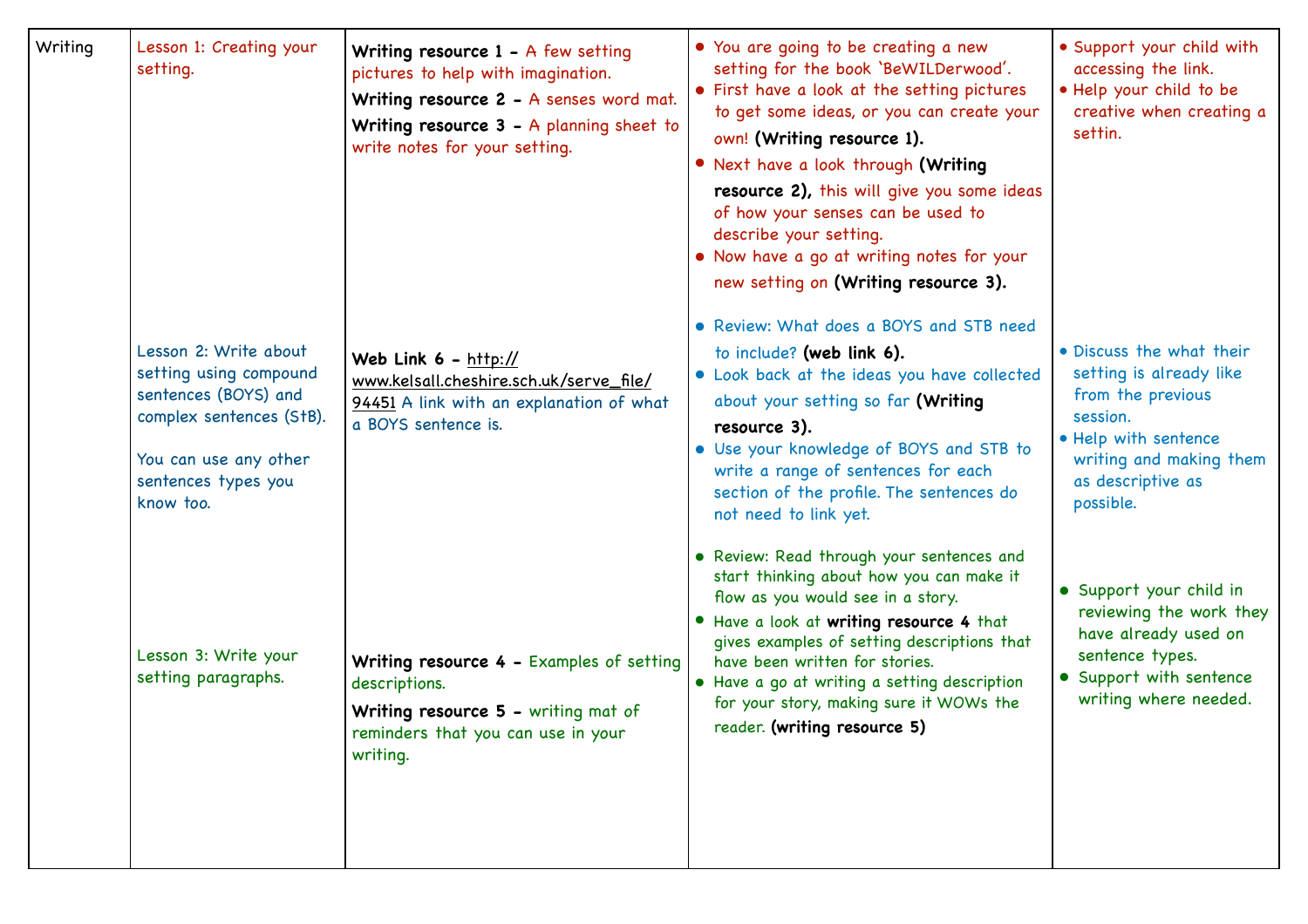| Writing | Lesson 1: Creating your setting. | **Writing resource 1 -** A few setting pictures to help with imagination.<br>**Writing resource 2 -** A senses word mat.<br>**Writing resource 3 -** A planning sheet to write notes for your setting. | • You are going to be creating a new setting for the book 'BeWILDerwood'.<br>• First have a look at the setting pictures to get some ideas, or you can create your own! **(Writing resource 1).**<br>• Next have a look through **(Writing resource 2),** this will give you some ideas of how your senses can be used to describe your setting.<br>• Now have a go at writing notes for your new setting on **(Writing resource 3).** | • Support your child with accessing the link.<br>• Help your child to be creative when creating a settin. |
|---|---|---|---|---|
| | Lesson 2: Write about setting using compound sentences (BOYS) and complex sentences (StB).<br><br>You can use any other sentences types you know too. | **Web Link 6 -** http://www.kelsall.cheshire.sch.uk/serve_file/94451 A link with an explanation of what a BOYS sentence is. | • Review: What does a BOYS and STB need to include? **(web link 6).**<br>• Look back at the ideas you have collected about your setting so far **(Writing resource 3).**<br>• Use your knowledge of BOYS and STB to write a range of sentences for each section of the profile. The sentences do not need to link yet. | • Discuss the what their setting is already like from the previous session.<br>• Help with sentence writing and making them as descriptive as possible. |
| | Lesson 3: Write your setting paragraphs. | **Writing resource 4 -** Examples of setting descriptions.<br>**Writing resource 5 -** writing mat of reminders that you can use in your writing. | • Review: Read through your sentences and start thinking about how you can make it flow as you would see in a story.<br>• Have a look at **writing resource 4** that gives examples of setting descriptions that have been written for stories.<br>• Have a go at writing a setting description for your story, making sure it WOWs the reader. **(writing resource 5)** | • Support your child in reviewing the work they have already used on sentence types.<br>• Support with sentence writing where needed. |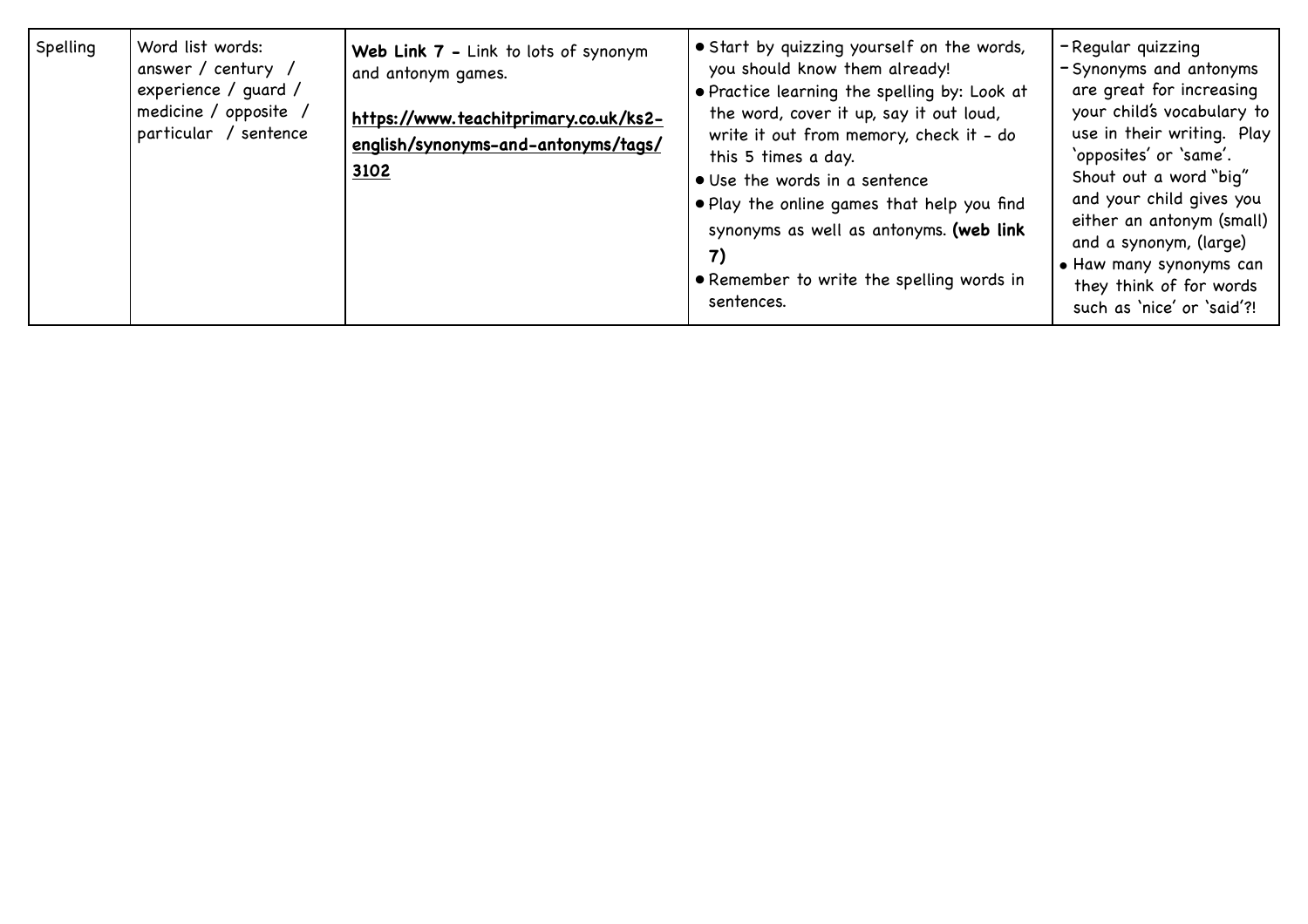| Spelling | Word list words: answer / century / experience / guard / medicine / opposite / particular / sentence | **Web Link 7 -** Link to lots of synonym and antonym games.<br><br>**https://www.teachitprimary.co.uk/ks2-english/synonyms-and-antonyms/tags/3102** | • Start by quizzing yourself on the words, you should know them already!<br>• Practice learning the spelling by: Look at the word, cover it up, say it out loud, write it out from memory, check it - do this 5 times a day.<br>• Use the words in a sentence<br>• Play the online games that help you find synonyms as well as antonyms. **(web link 7)**<br>• Remember to write the spelling words in sentences. | - Regular quizzing<br>- Synonyms and antonyms are great for increasing your child's vocabulary to use in their writing. Play 'opposites' or 'same'. Shout out a word "big" and your child gives you either an antonym (small) and a synonym, (large)<br>• Haw many synonyms can they think of for words such as 'nice' or 'said'?! |
|---|---|---|---|---|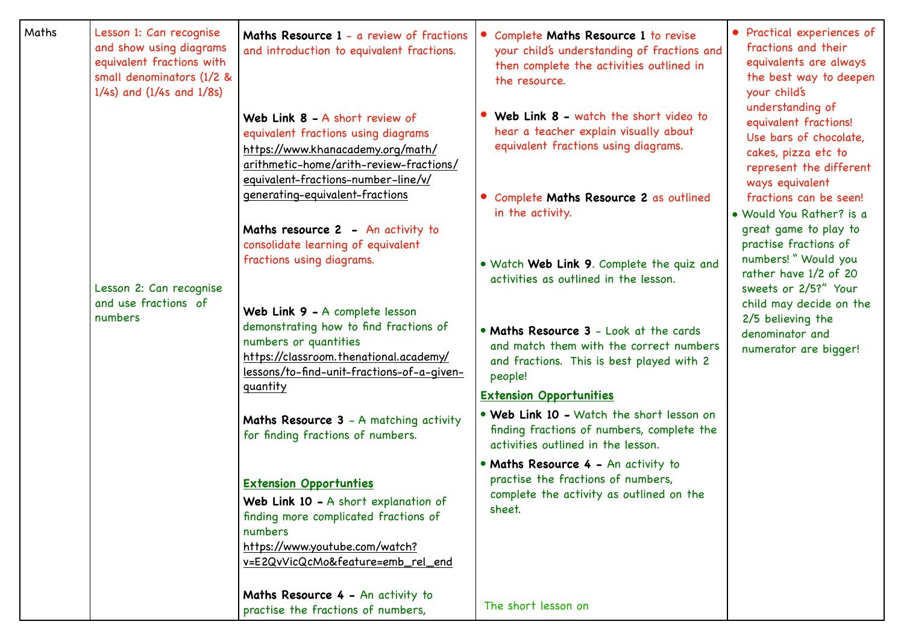| Maths | Lesson 1: Can recognise and show using diagrams equivalent fractions with small denominators (1/2 & 1/4s) and (1/4s and 1/8s)<br><br>Lesson 2: Can recognise and use fractions of numbers | **Maths Resource 1** - a review of fractions and introduction to equivalent fractions.<br><br>**Web Link 8 -** A short review of equivalent fractions using diagrams https://www.khanacademy.org/math/arithmetic-home/arith-review-fractions/equivalent-fractions-number-line/v/generating-equivalent-fractions<br><br>**Maths resource 2 -** An activity to consolidate learning of equivalent fractions using diagrams.<br><br>**Web Link 9 -** A complete lesson demonstrating how to find fractions of numbers or quantities https://classroom.thenational.academy/lessons/to-find-unit-fractions-of-a-given-quantity<br><br>**Maths Resource 3** - A matching activity for finding fractions of numbers.<br><br>**Extension Opportunties**<br>**Web Link 10 -** A short explanation of finding more complicated fractions of numbers https://www.youtube.com/watch?v=E2QvVicQcMo&feature=emb_rel_end<br><br>**Maths Resource 4 -** An activity to practise the fractions of numbers, | • Complete **Maths Resource 1** to revise your child's understanding of fractions and then complete the activities outlined in the resource.<br>• **Web Link 8 -** watch the short video to hear a teacher explain visually about equivalent fractions using diagrams.<br>• Complete **Maths Resource 2** as outlined in the activity.<br>• Watch **Web Link 9**. Complete the quiz and activities as outlined in the lesson.<br>• **Maths Resource 3** - Look at the cards and match them with the correct numbers and fractions. This is best played with 2 people!<br><br>**Extension Opportunities**<br>• **Web Link 10 -** Watch the short lesson on finding fractions of numbers, complete the activities outlined in the lesson.<br>• **Maths Resource 4 -** An activity to practise the fractions of numbers, complete the activity as outlined on the sheet.<br><br>The short lesson on | • Practical experiences of fractions and their equivalents are always the best way to deepen your child's understanding of equivalent fractions! Use bars of chocolate, cakes, pizza etc to represent the different ways equivalent fractions can be seen!<br>• Would You Rather? is a great game to play to practise fractions of numbers! " Would you rather have 1/2 of 20 sweets or 2/5?" Your child may decide on the 2/5 believing the denominator and numerator are bigger! |
|---|---|---|---|---|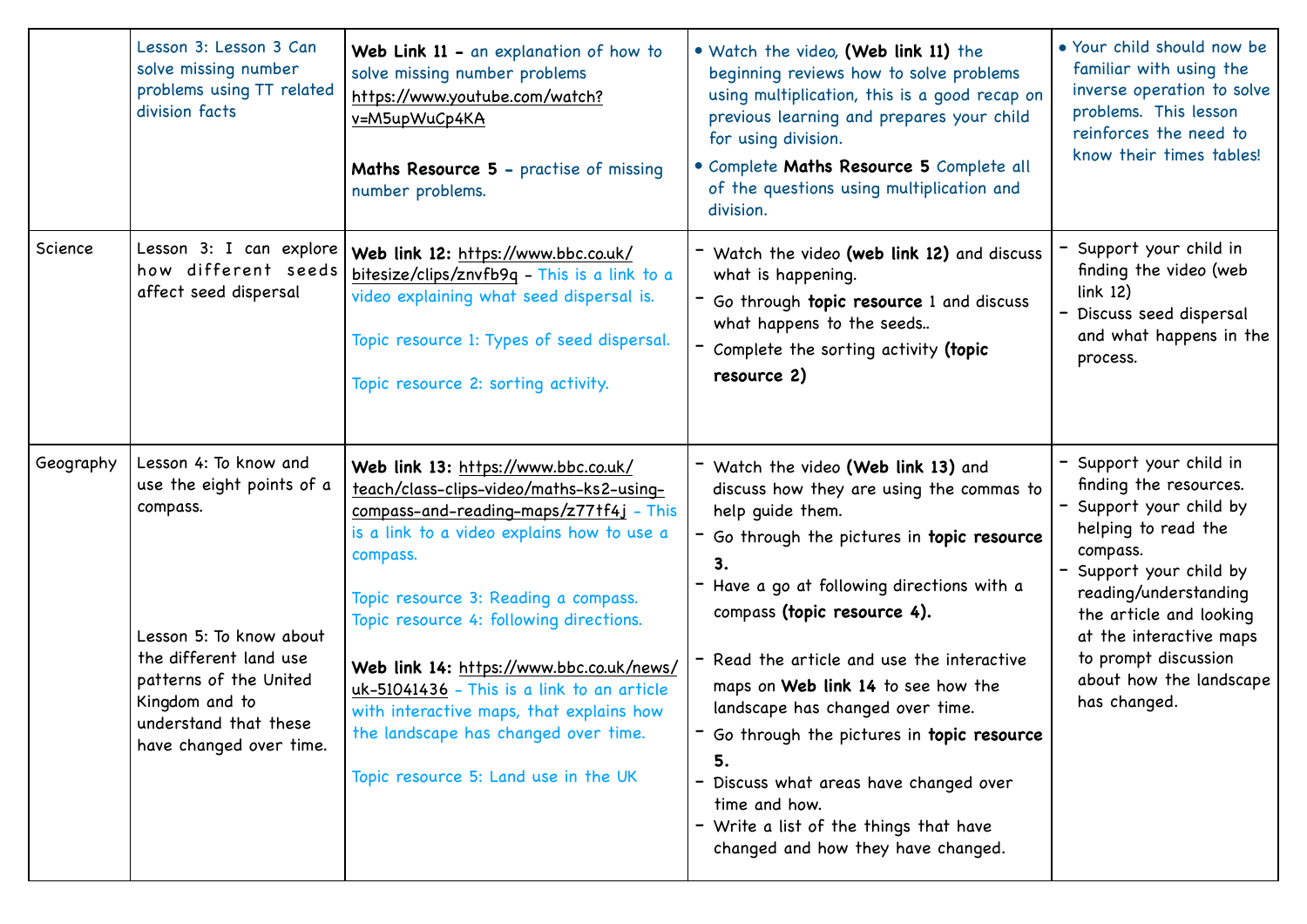| | | | | |
|---|---|---|---|---|
| | Lesson 3: Lesson 3 Can solve missing number problems using TT related division facts | **Web Link 11 -** an explanation of how to solve missing number problems https://www.youtube.com/watch?v=M5upWuCp4KA<br><br>**Maths Resource 5 -** practise of missing number problems. | • Watch the video, **(Web link 11)** the beginning reviews how to solve problems using multiplication, this is a good recap on previous learning and prepares your child for using division.<br>• Complete **Maths Resource 5** Complete all of the questions using multiplication and division. | • Your child should now be familiar with using the inverse operation to solve problems. This lesson reinforces the need to know their times tables! |
| Science | Lesson 3: I can explore how different seeds affect seed dispersal | **Web link 12:** https://www.bbc.co.uk/bitesize/clips/znvfb9q - This is a link to a video explaining what seed dispersal is.<br><br>Topic resource 1: Types of seed dispersal.<br><br>Topic resource 2: sorting activity. | - Watch the video **(web link 12)** and discuss what is happening.<br>- Go through **topic resource** 1 and discuss what happens to the seeds..<br>- Complete the sorting activity **(topic resource 2)** | - Support your child in finding the video (web link 12)<br>- Discuss seed dispersal and what happens in the process. |
| Geography | Lesson 4: To know and use the eight points of a compass.<br><br>Lesson 5: To know about the different land use patterns of the United Kingdom and to understand that these have changed over time. | **Web link 13:** https://www.bbc.co.uk/teach/class-clips-video/maths-ks2-using-compass-and-reading-maps/z77tf4j - This is a link to a video explains how to use a compass.<br><br>Topic resource 3: Reading a compass.<br>Topic resource 4: following directions.<br><br>**Web link 14:** https://www.bbc.co.uk/news/uk-51041436 - This is a link to an article with interactive maps, that explains how the landscape has changed over time.<br><br>Topic resource 5: Land use in the UK | - Watch the video **(Web link 13)** and discuss how they are using the commas to help guide them.<br>- Go through the pictures in **topic resource 3.**<br>- Have a go at following directions with a compass **(topic resource 4).**<br><br>- Read the article and use the interactive maps on **Web link 14** to see how the landscape has changed over time.<br>- Go through the pictures in **topic resource 5.**<br>- Discuss what areas have changed over time and how.<br>- Write a list of the things that have changed and how they have changed. | - Support your child in finding the resources.<br>- Support your child by helping to read the compass.<br>- Support your child by reading/understanding the article and looking at the interactive maps to prompt discussion about how the landscape has changed. |